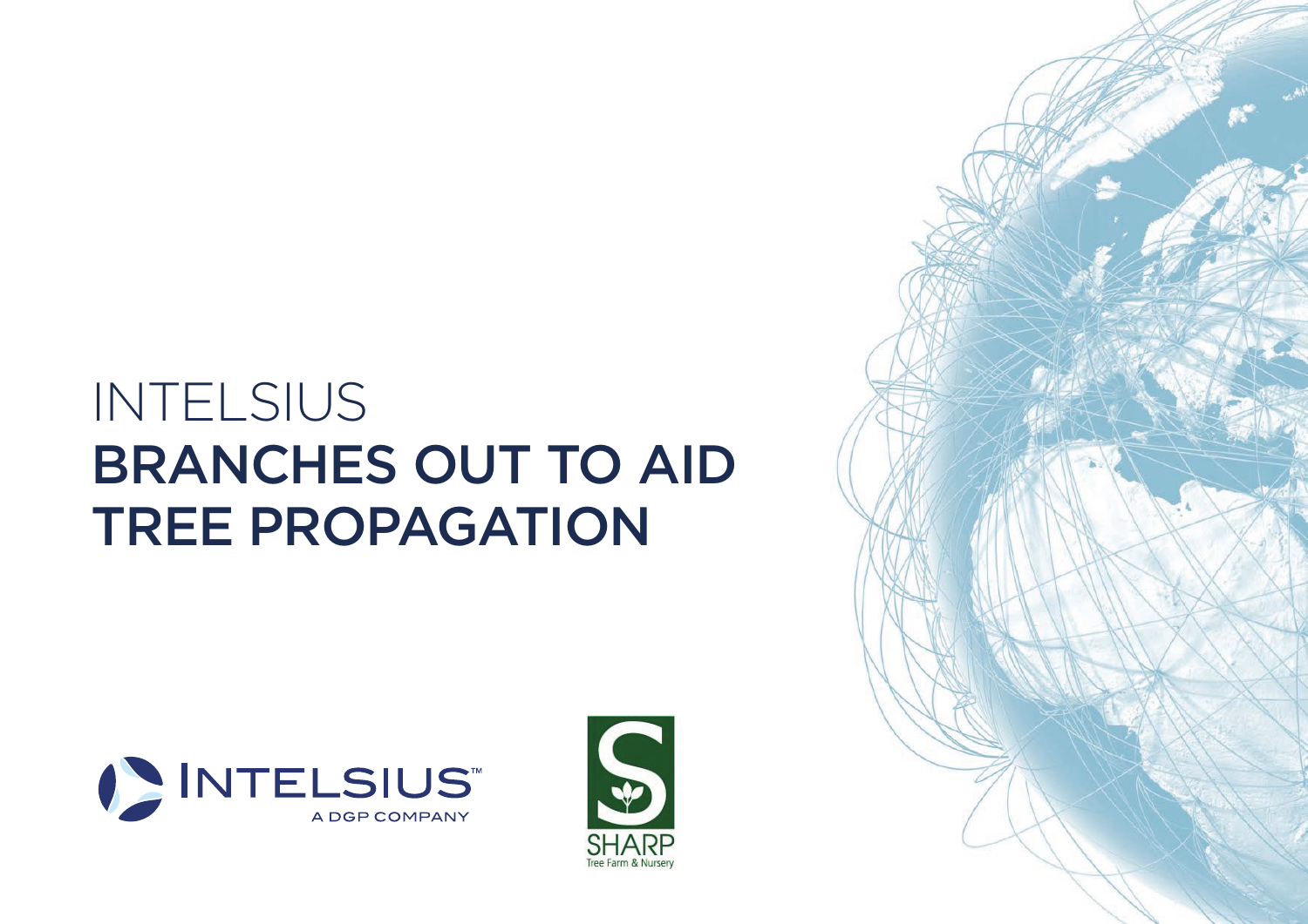# INTELSIUS BRANCHES OUT TO AID TREE PROPAGATION

INTELSIUS™ A DGP COMPANY

SHARP Tree Farm & Nursery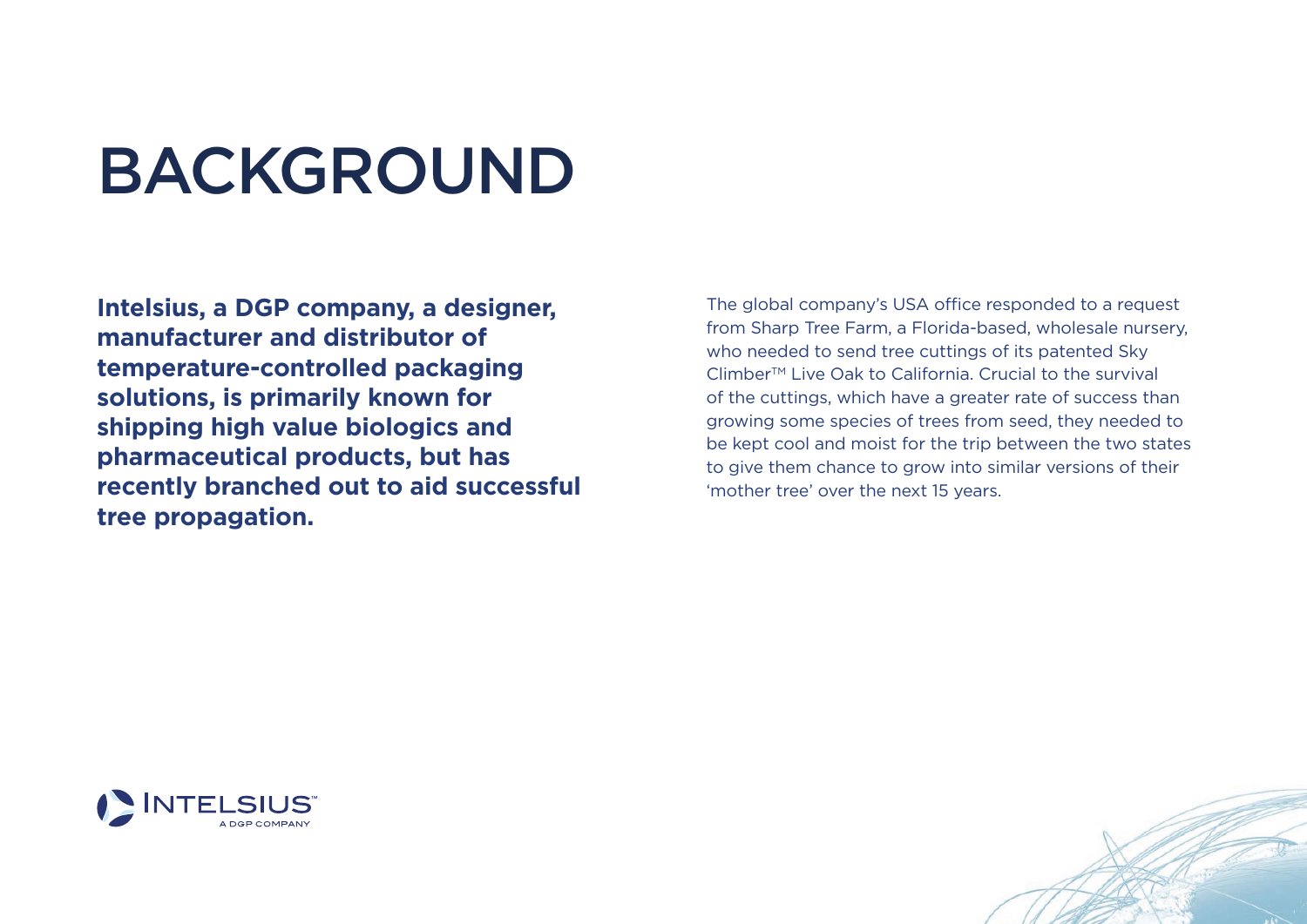# BACKGROUND

**Intelsius, a DGP company, a designer, manufacturer and distributor of temperature-controlled packaging solutions, is primarily known for shipping high value biologics and pharmaceutical products, but has recently branched out to aid successful tree propagation.**

The global company's USA office responded to a request from Sharp Tree Farm, a Florida-based, wholesale nursery, who needed to send tree cuttings of its patented Sky Climber™ Live Oak to California. Crucial to the survival of the cuttings, which have a greater rate of success than growing some species of trees from seed, they needed to be kept cool and moist for the trip between the two states to give them chance to grow into similar versions of their 'mother tree' over the next 15 years.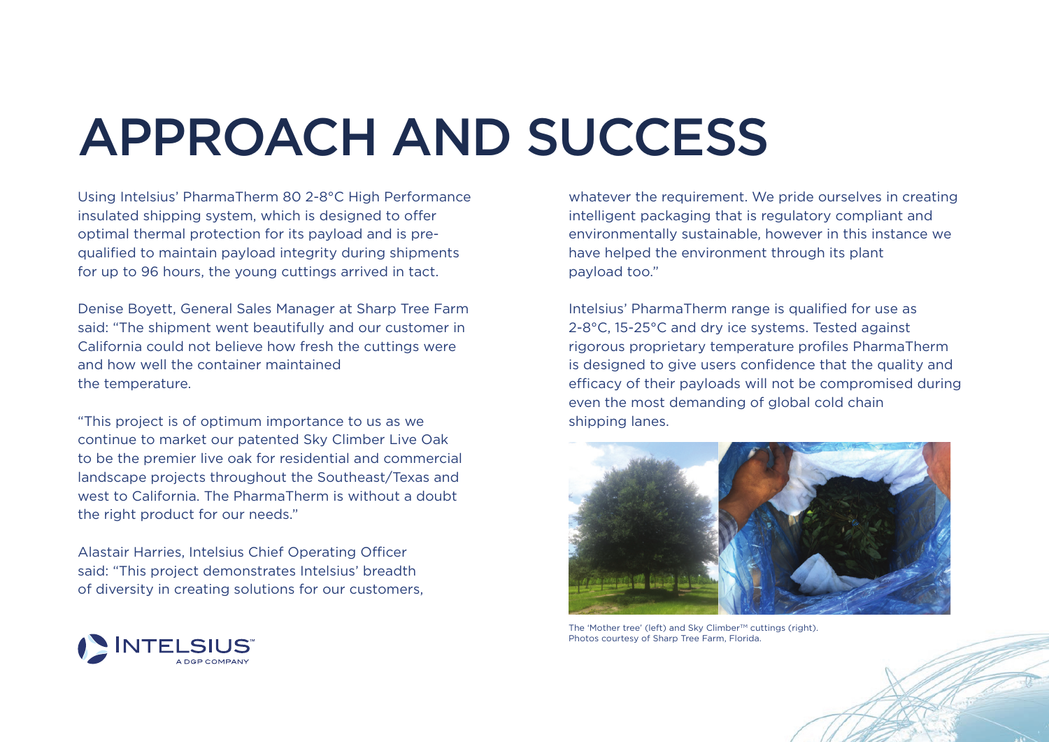# APPROACH AND SUCCESS

Using Intelsius' PharmaTherm 80 2-8°C High Performance insulated shipping system, which is designed to offer optimal thermal protection for its payload and is pre-qualified to maintain payload integrity during shipments for up to 96 hours, the young cuttings arrived in tact.

Denise Boyett, General Sales Manager at Sharp Tree Farm said: "The shipment went beautifully and our customer in California could not believe how fresh the cuttings were and how well the container maintained the temperature.

"This project is of optimum importance to us as we continue to market our patented Sky Climber Live Oak to be the premier live oak for residential and commercial landscape projects throughout the Southeast/Texas and west to California. The PharmaTherm is without a doubt the right product for our needs."

Alastair Harries, Intelsius Chief Operating Officer said: "This project demonstrates Intelsius' breadth of diversity in creating solutions for our customers, whatever the requirement. We pride ourselves in creating intelligent packaging that is regulatory compliant and environmentally sustainable, however in this instance we have helped the environment through its plant payload too."

Intelsius' PharmaTherm range is qualified for use as 2-8°C, 15-25°C and dry ice systems. Tested against rigorous proprietary temperature profiles PharmaTherm is designed to give users confidence that the quality and efficacy of their payloads will not be compromised during even the most demanding of global cold chain shipping lanes.

The 'Mother tree' (left) and Sky Climber™ cuttings (right). Photos courtesy of Sharp Tree Farm, Florida.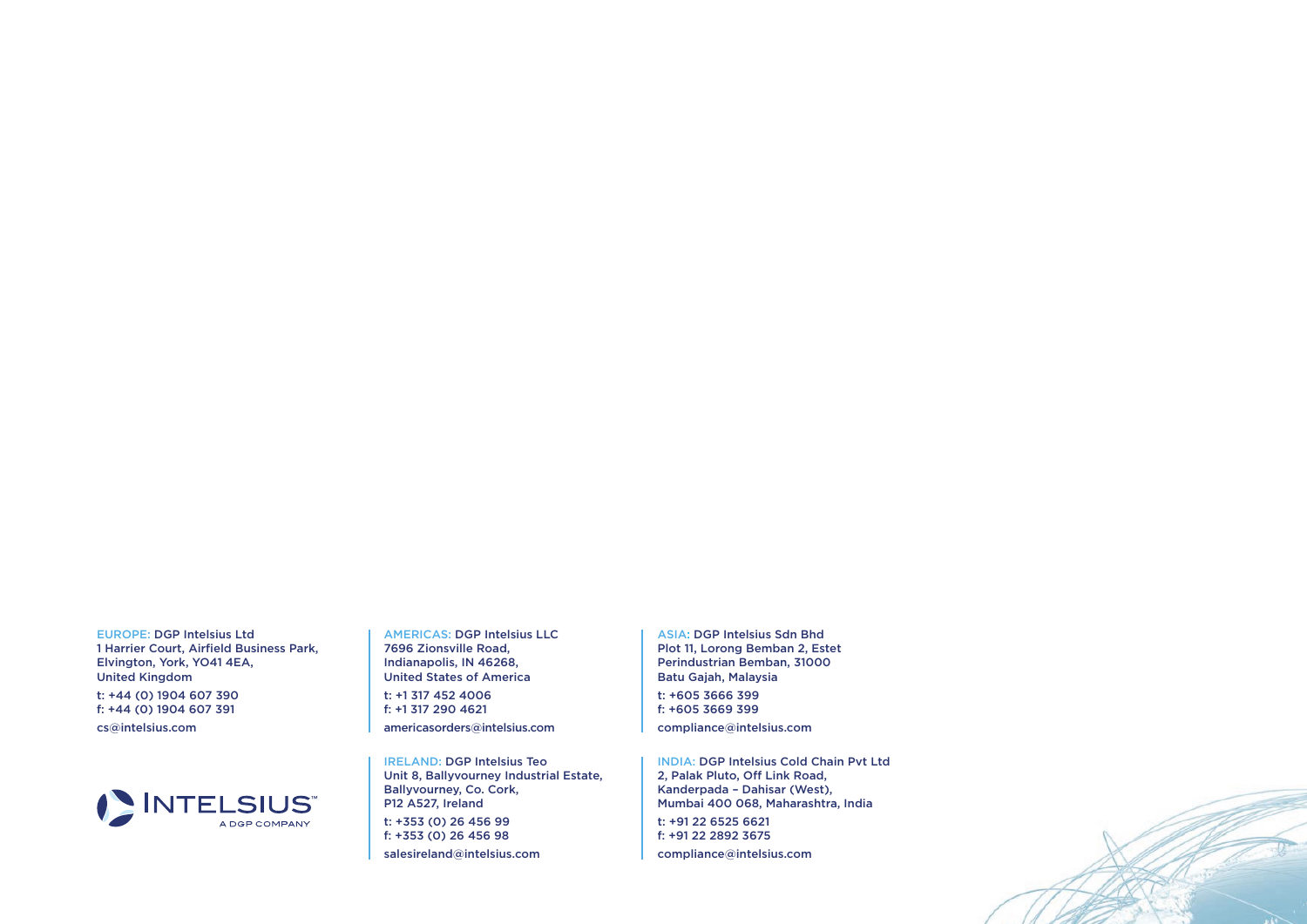EUROPE: DGP Intelsius Ltd
1 Harrier Court, Airfield Business Park,
Elvington, York, YO41 4EA,
United Kingdom

t: +44 (0) 1904 607 390
f: +44 (0) 1904 607 391

cs@intelsius.com

AMERICAS: DGP Intelsius LLC
7696 Zionsville Road,
Indianapolis, IN 46268,
United States of America

t: +1 317 452 4006
f: +1 317 290 4621

americasorders@intelsius.com

ASIA: DGP Intelsius Sdn Bhd
Plot 11, Lorong Bemban 2, Estet
Perindustrian Bemban, 31000
Batu Gajah, Malaysia

t: +605 3666 399
f: +605 3669 399

compliance@intelsius.com

IRELAND: DGP Intelsius Teo
Unit 8, Ballyvourney Industrial Estate,
Ballyvourney, Co. Cork,
P12 A527, Ireland

t: +353 (0) 26 456 99
f: +353 (0) 26 456 98

salesireland@intelsius.com

INDIA: DGP Intelsius Cold Chain Pvt Ltd
2, Palak Pluto, Off Link Road,
Kanderpada – Dahisar (West),
Mumbai 400 068, Maharashtra, India

t: +91 22 6525 6621
f: +91 22 2892 3675

compliance@intelsius.com

INTELSIUS™
A DGP COMPANY